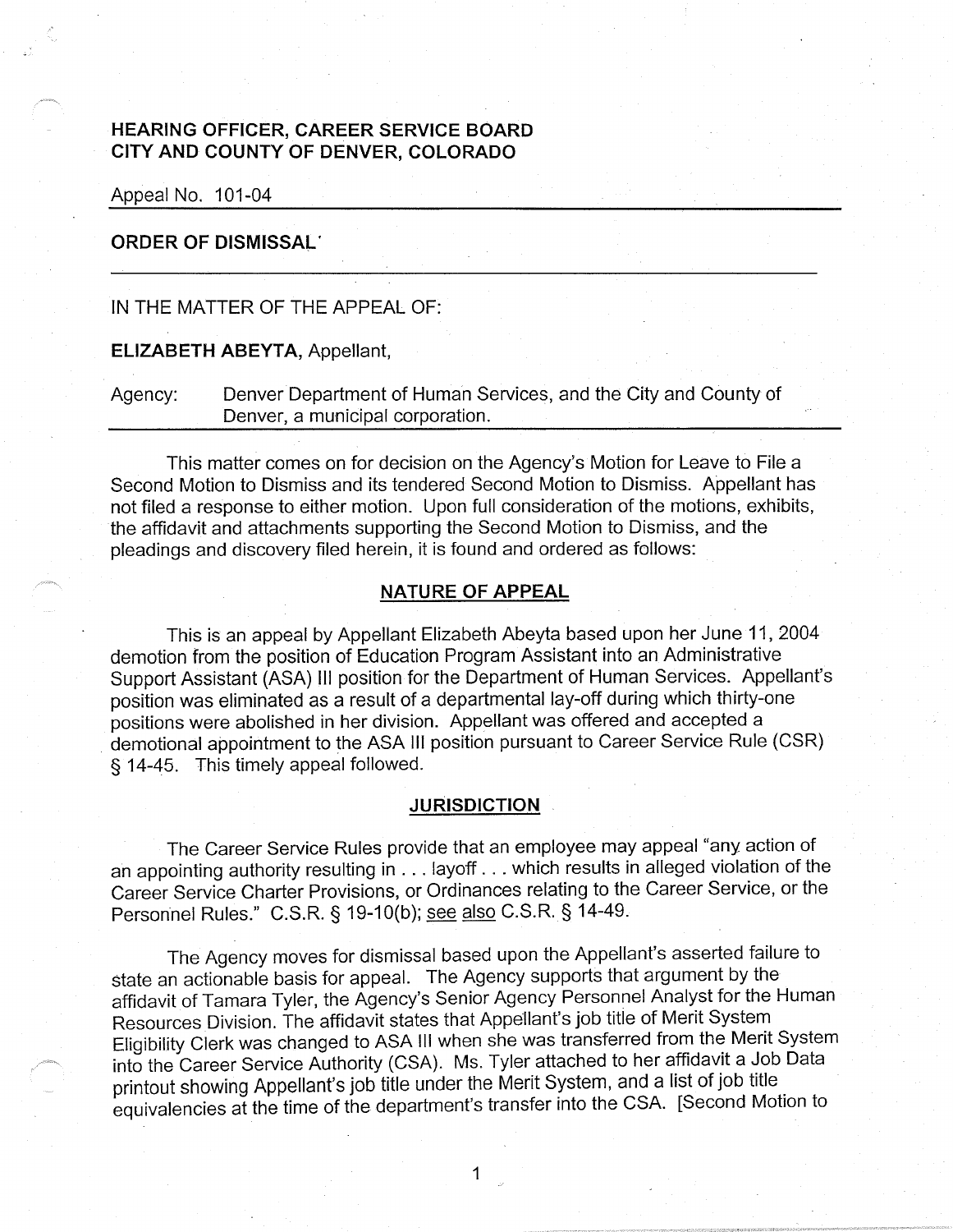**HEARING OFFICER, CAREER SERVICE BOARD**
**CITY AND COUNTY OF DENVER, COLORADO**

Appeal No. 101-04

---

**ORDER OF DISMISSAL**

---

IN THE MATTER OF THE APPEAL OF:

**ELIZABETH ABEYTA,** Appellant,

Agency: Denver Department of Human Services, and the City and County of Denver, a municipal corporation.

---

This matter comes on for decision on the Agency's Motion for Leave to File a Second Motion to Dismiss and its tendered Second Motion to Dismiss. Appellant has not filed a response to either motion. Upon full consideration of the motions, exhibits, the affidavit and attachments supporting the Second Motion to Dismiss, and the pleadings and discovery filed herein, it is found and ordered as follows:

## NATURE OF APPEAL

This is an appeal by Appellant Elizabeth Abeyta based upon her June 11, 2004 demotion from the position of Education Program Assistant into an Administrative Support Assistant (ASA) III position for the Department of Human Services. Appellant's position was eliminated as a result of a departmental lay-off during which thirty-one positions were abolished in her division. Appellant was offered and accepted a demotional appointment to the ASA III position pursuant to Career Service Rule (CSR) § 14-45. This timely appeal followed.

## JURISDICTION

The Career Service Rules provide that an employee may appeal "any action of an appointing authority resulting in . . . layoff . . . which results in alleged violation of the Career Service Charter Provisions, or Ordinances relating to the Career Service, or the Personnel Rules." C.S.R. § 19-10(b); see also C.S.R. § 14-49.

The Agency moves for dismissal based upon the Appellant's asserted failure to state an actionable basis for appeal. The Agency supports that argument by the affidavit of Tamara Tyler, the Agency's Senior Agency Personnel Analyst for the Human Resources Division. The affidavit states that Appellant's job title of Merit System Eligibility Clerk was changed to ASA III when she was transferred from the Merit System into the Career Service Authority (CSA). Ms. Tyler attached to her affidavit a Job Data printout showing Appellant's job title under the Merit System, and a list of job title equivalencies at the time of the department's transfer into the CSA. [Second Motion to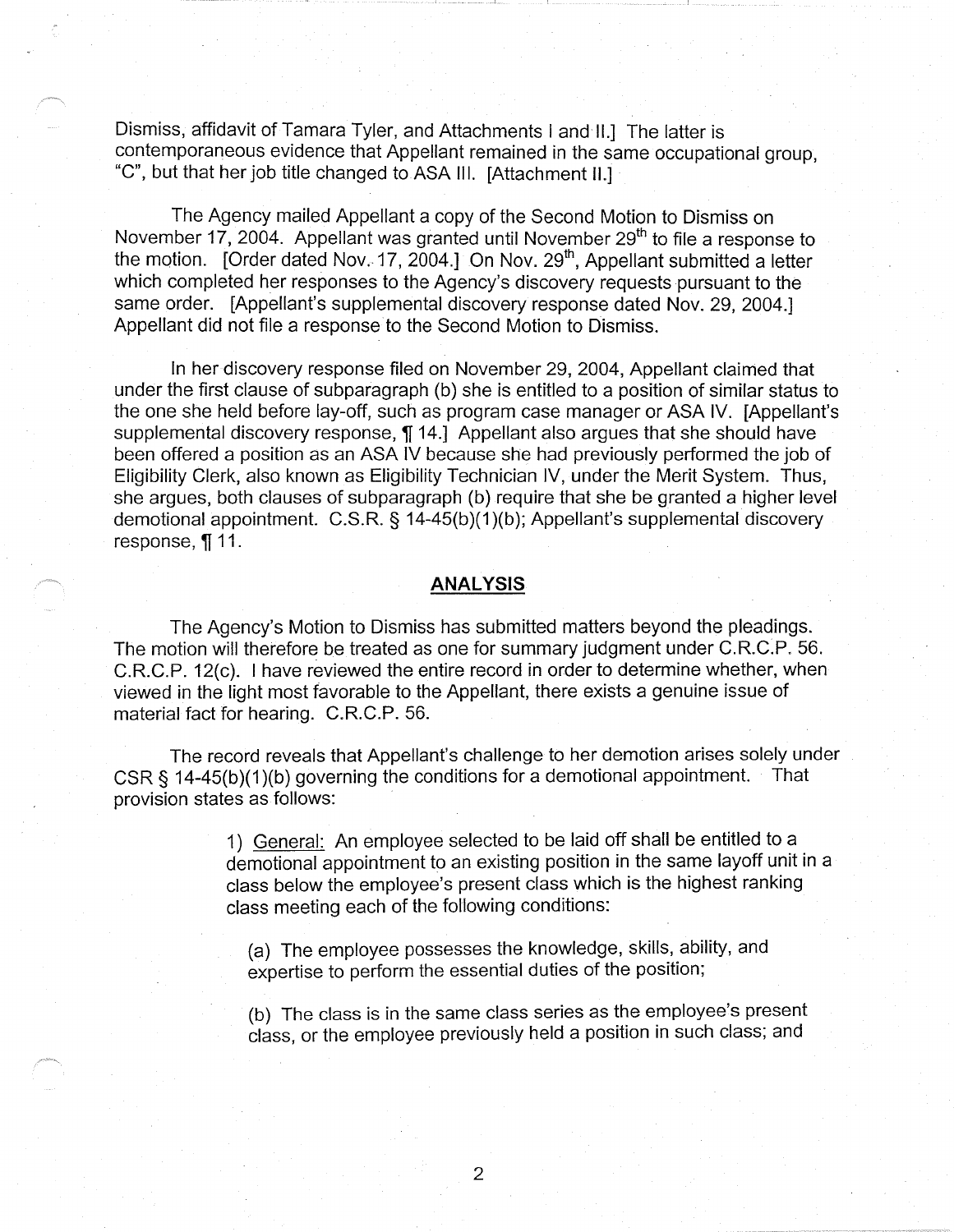Dismiss, affidavit of Tamara Tyler, and Attachments I and II.] The latter is contemporaneous evidence that Appellant remained in the same occupational group, "C", but that her job title changed to ASA III. [Attachment II.]

The Agency mailed Appellant a copy of the Second Motion to Dismiss on November 17, 2004. Appellant was granted until November 29th to file a response to the motion. [Order dated Nov. 17, 2004.] On Nov. 29th, Appellant submitted a letter which completed her responses to the Agency's discovery requests pursuant to the same order. [Appellant's supplemental discovery response dated Nov. 29, 2004.] Appellant did not file a response to the Second Motion to Dismiss.

In her discovery response filed on November 29, 2004, Appellant claimed that under the first clause of subparagraph (b) she is entitled to a position of similar status to the one she held before lay-off, such as program case manager or ASA IV. [Appellant's supplemental discovery response, ¶ 14.] Appellant also argues that she should have been offered a position as an ASA IV because she had previously performed the job of Eligibility Clerk, also known as Eligibility Technician IV, under the Merit System. Thus, she argues, both clauses of subparagraph (b) require that she be granted a higher level demotional appointment. C.S.R. § 14-45(b)(1)(b); Appellant's supplemental discovery response, ¶ 11.

## ANALYSIS

The Agency's Motion to Dismiss has submitted matters beyond the pleadings. The motion will therefore be treated as one for summary judgment under C.R.C.P. 56. C.R.C.P. 12(c). I have reviewed the entire record in order to determine whether, when viewed in the light most favorable to the Appellant, there exists a genuine issue of material fact for hearing. C.R.C.P. 56.

The record reveals that Appellant's challenge to her demotion arises solely under CSR § 14-45(b)(1)(b) governing the conditions for a demotional appointment. That provision states as follows:

> 1) General: An employee selected to be laid off shall be entitled to a demotional appointment to an existing position in the same layoff unit in a class below the employee's present class which is the highest ranking class meeting each of the following conditions:
>
> (a) The employee possesses the knowledge, skills, ability, and expertise to perform the essential duties of the position;
>
> (b) The class is in the same class series as the employee's present class, or the employee previously held a position in such class; and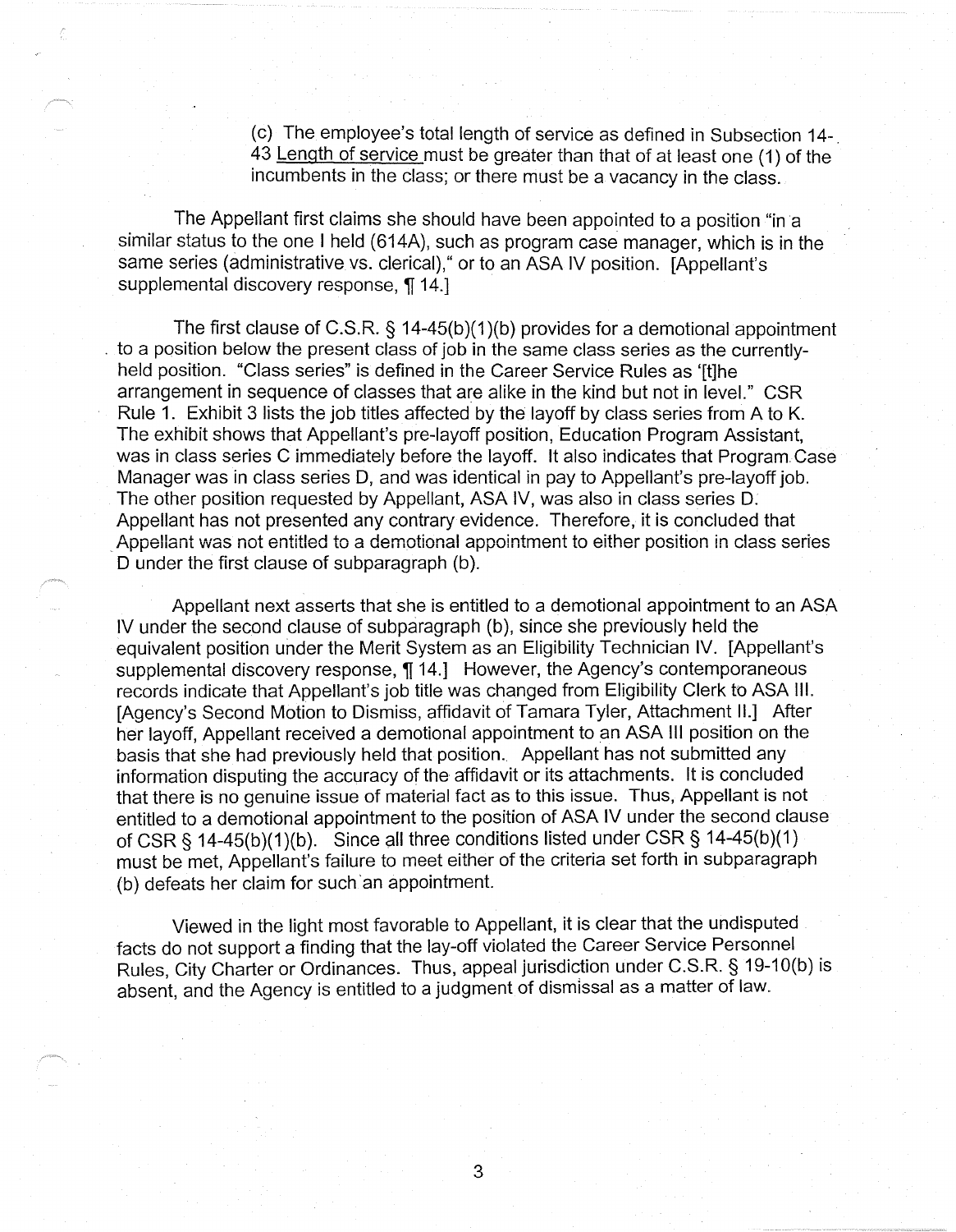(c) The employee's total length of service as defined in Subsection 14-43 <u>Length of service</u> must be greater than that of at least one (1) of the incumbents in the class; or there must be a vacancy in the class.

The Appellant first claims she should have been appointed to a position "in a similar status to the one I held (614A), such as program case manager, which is in the same series (administrative vs. clerical)," or to an ASA IV position. [Appellant's supplemental discovery response, ¶ 14.]

The first clause of C.S.R. § 14-45(b)(1)(b) provides for a demotional appointment to a position below the present class of job in the same class series as the currently-held position. "Class series" is defined in the Career Service Rules as '[t]he arrangement in sequence of classes that are alike in the kind but not in level." CSR Rule 1. Exhibit 3 lists the job titles affected by the layoff by class series from A to K. The exhibit shows that Appellant's pre-layoff position, Education Program Assistant, was in class series C immediately before the layoff. It also indicates that Program Case Manager was in class series D, and was identical in pay to Appellant's pre-layoff job. The other position requested by Appellant, ASA IV, was also in class series D. Appellant has not presented any contrary evidence. Therefore, it is concluded that Appellant was not entitled to a demotional appointment to either position in class series D under the first clause of subparagraph (b).

Appellant next asserts that she is entitled to a demotional appointment to an ASA IV under the second clause of subparagraph (b), since she previously held the equivalent position under the Merit System as an Eligibility Technician IV. [Appellant's supplemental discovery response, ¶ 14.] However, the Agency's contemporaneous records indicate that Appellant's job title was changed from Eligibility Clerk to ASA III. [Agency's Second Motion to Dismiss, affidavit of Tamara Tyler, Attachment II.] After her layoff, Appellant received a demotional appointment to an ASA III position on the basis that she had previously held that position. Appellant has not submitted any information disputing the accuracy of the affidavit or its attachments. It is concluded that there is no genuine issue of material fact as to this issue. Thus, Appellant is not entitled to a demotional appointment to the position of ASA IV under the second clause of CSR § 14-45(b)(1)(b). Since all three conditions listed under CSR § 14-45(b)(1) must be met, Appellant's failure to meet either of the criteria set forth in subparagraph (b) defeats her claim for such an appointment.

Viewed in the light most favorable to Appellant, it is clear that the undisputed facts do not support a finding that the lay-off violated the Career Service Personnel Rules, City Charter or Ordinances. Thus, appeal jurisdiction under C.S.R. § 19-10(b) is absent, and the Agency is entitled to a judgment of dismissal as a matter of law.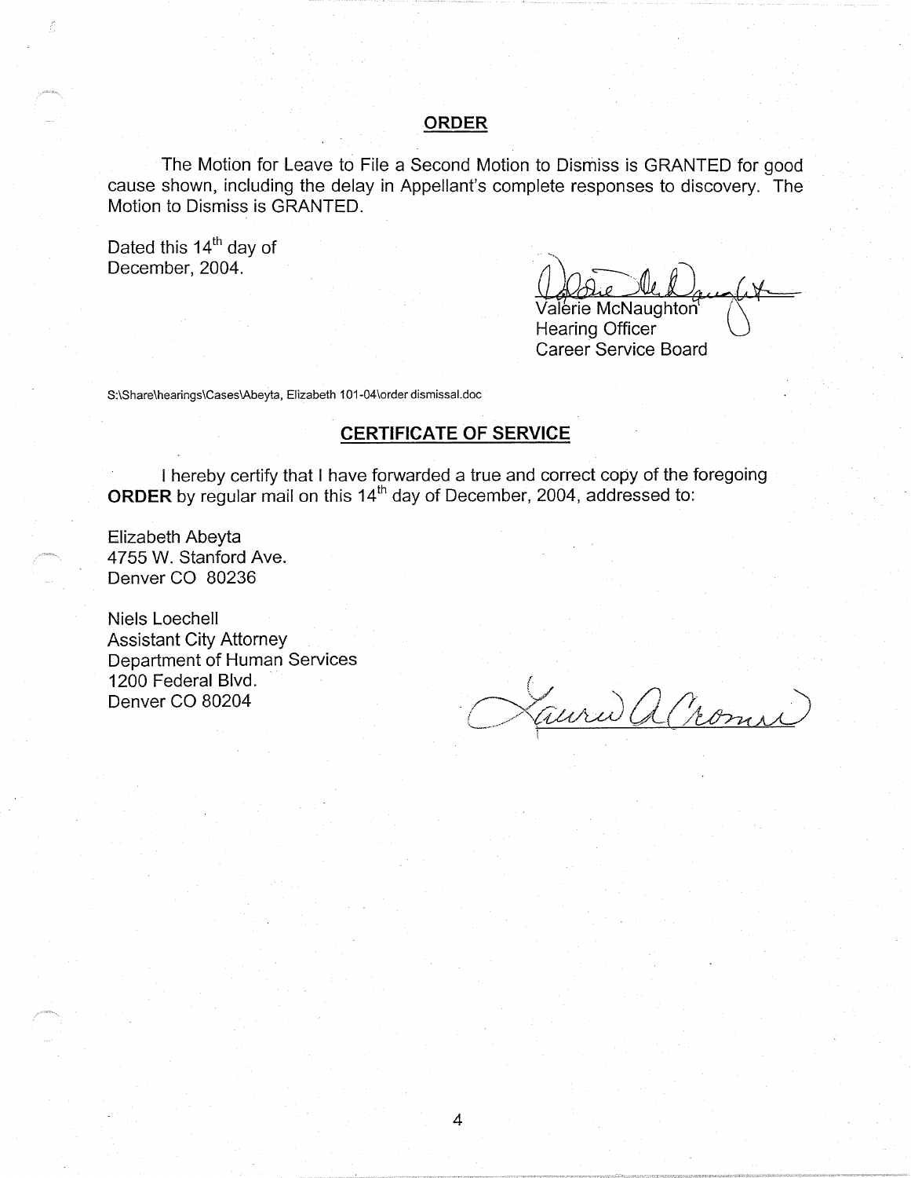## ORDER

The Motion for Leave to File a Second Motion to Dismiss is GRANTED for good cause shown, including the delay in Appellant's complete responses to discovery. The Motion to Dismiss is GRANTED.

Dated this 14th day of December, 2004.

Valerie McNaughton
Hearing Officer
Career Service Board

S:\Share\hearings\Cases\Abeyta, Elizabeth 101-04\order dismissal.doc

## CERTIFICATE OF SERVICE

I hereby certify that I have forwarded a true and correct copy of the foregoing **ORDER** by regular mail on this 14th day of December, 2004, addressed to:

Elizabeth Abeyta
4755 W. Stanford Ave.
Denver CO 80236

Niels Loechell
Assistant City Attorney
Department of Human Services
1200 Federal Blvd.
Denver CO 80204